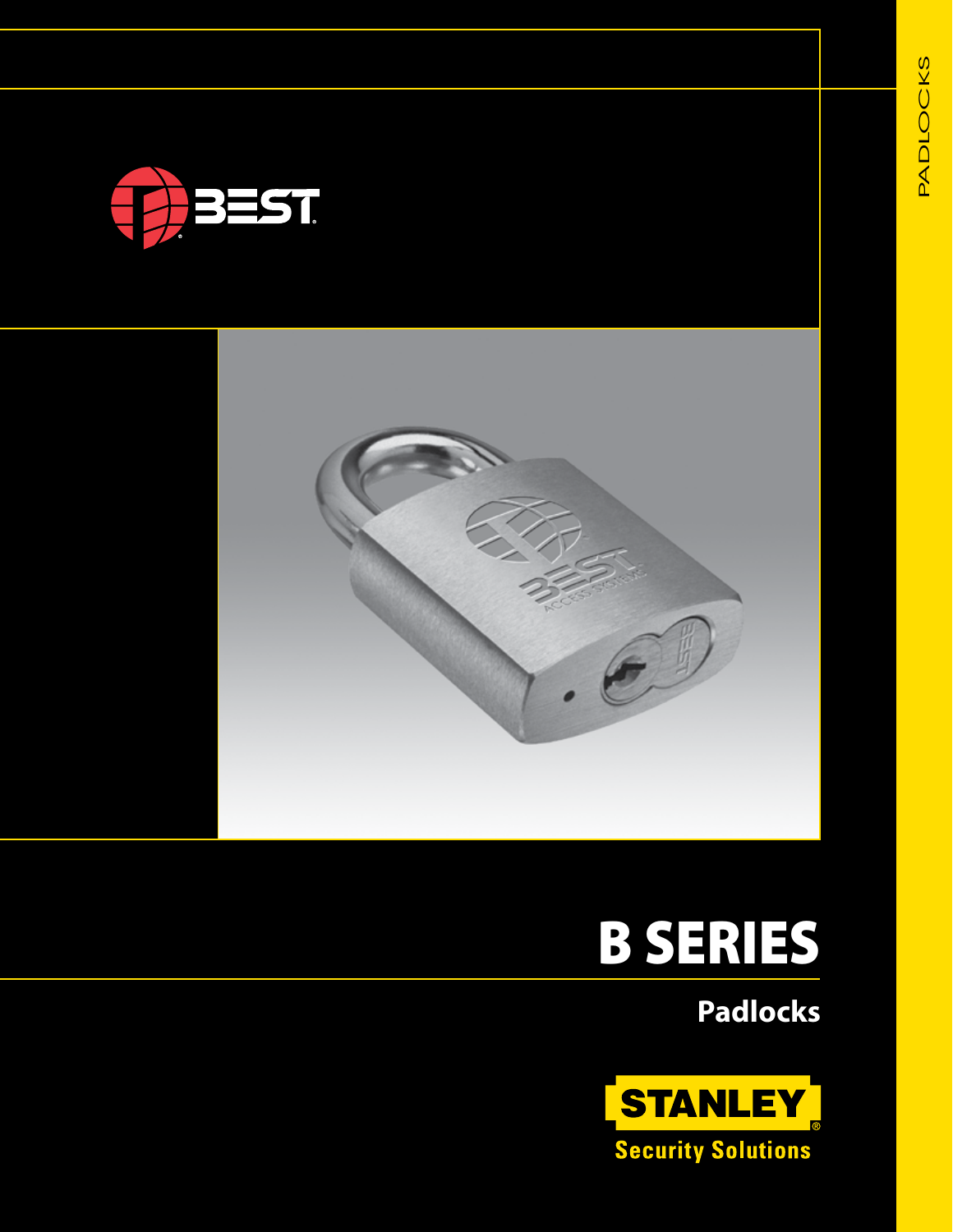PADLOCKS

BEST

# B SERIES

## Padlocks

STANLEY

Security Solutions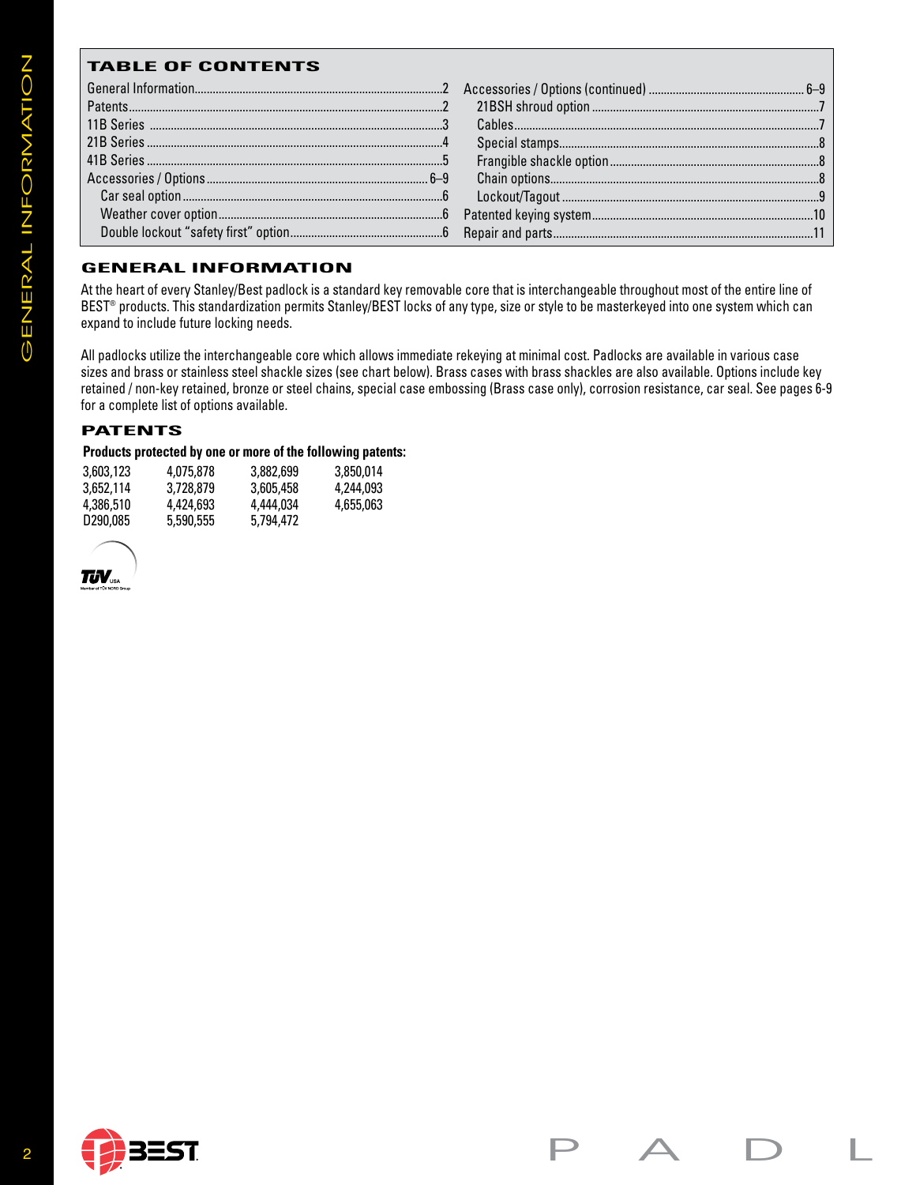## TABLE OF CONTENTS

| | |
|---|---|
| General Information | 2 |
| Patents | 2 |
| 11B Series | 3 |
| 21B Series | 4 |
| 41B Series | 5 |
| Accessories / Options | 6–9 |
| Car seal option | 6 |
| Weather cover option | 6 |
| Double lockout “safety first” option | 6 |
| Accessories / Options (continued) | 6–9 |
| 21BSH shroud option | 7 |
| Cables | 7 |
| Special stamps | 8 |
| Frangible shackle option | 8 |
| Chain options | 8 |
| Lockout/Tagout | 9 |
| Patented keying system | 10 |
| Repair and parts | 11 |

## GENERAL INFORMATION

At the heart of every Stanley/Best padlock is a standard key removable core that is interchangeable throughout most of the entire line of BEST® products. This standardization permits Stanley/BEST locks of any type, size or style to be masterkeyed into one system which can expand to include future locking needs.

All padlocks utilize the interchangeable core which allows immediate rekeying at minimal cost. Padlocks are available in various case sizes and brass or stainless steel shackle sizes (see chart below). Brass cases with brass shackles are also available. Options include key retained / non-key retained, bronze or steel chains, special case embossing (Brass case only), corrosion resistance, car seal. See pages 6-9 for a complete list of options available.

## PATENTS

**Products protected by one or more of the following patents:**

| | | | |
|---|---|---|---|
| 3,603,123 | 4,075,878 | 3,882,699 | 3,850,014 |
| 3,652,114 | 3,728,879 | 3,605,458 | 4,244,093 |
| 4,386,510 | 4,424,693 | 4,444,034 | 4,655,063 |
| D290,085 | 5,590,555 | 5,794,472 | |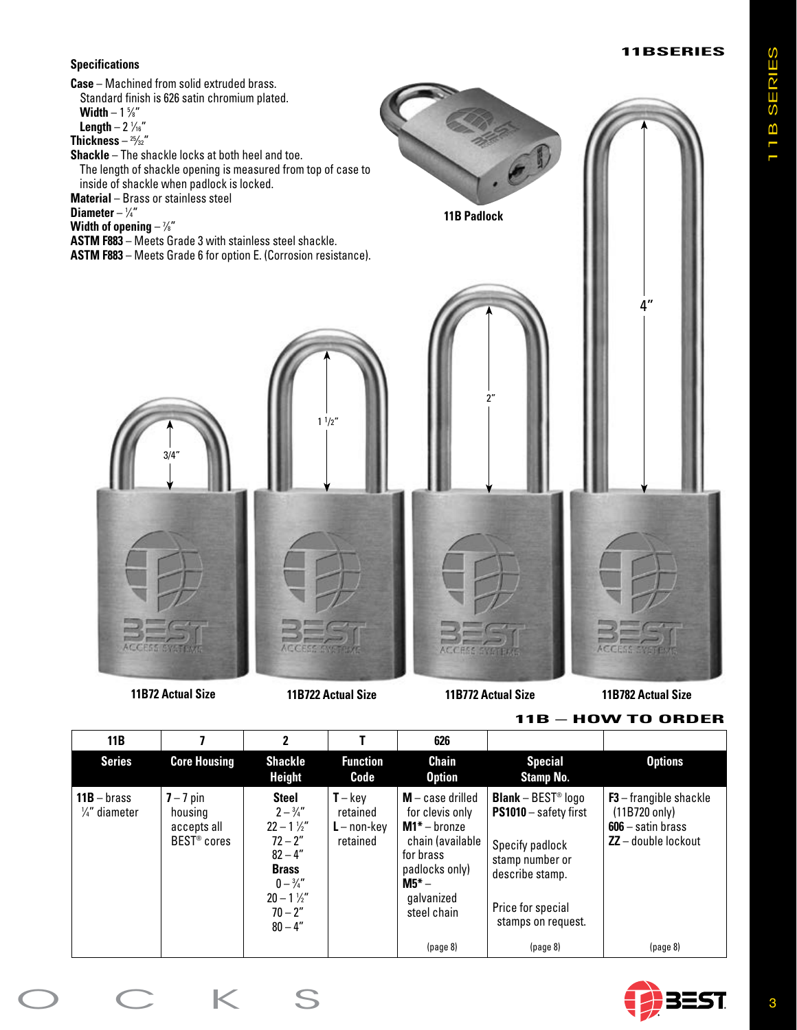## 11BSERIES

### Specifications

**Case** – Machined from solid extruded brass. Standard finish is 626 satin chromium plated.
**Width** – 1 ⅝"
**Length** – 2 $\frac{1}{16}$"
**Thickness** – $\frac{25}{32}$"

**Shackle** – The shackle locks at both heel and toe. The length of shackle opening is measured from top of case to inside of shackle when padlock is locked.
**Material** – Brass or stainless steel
**Diameter** – ¼"
**Width of opening** – ⅞"

**ASTM F883** – Meets Grade 3 with stainless steel shackle.
**ASTM F883** – Meets Grade 6 for option E. (Corrosion resistance).

11B Padlock

3/4" · 1 1/2" · 2" · 4"

11B72 Actual Size

11B722 Actual Size

11B772 Actual Size

11B782 Actual Size

## 11B — HOW TO ORDER

| 11B | 7 | 2 | T | 626 | | |
|---|---|---|---|---|---|---|
| **Series** | **Core Housing** | **Shackle Height** | **Function Code** | **Chain Option** | **Special Stamp No.** | **Options** |
| **11B** – brass ¼" diameter | **7** – 7 pin housing accepts all BEST® cores | **Steel** 2 – ¾" 22 – 1 ½" 72 – 2" 82 – 4" **Brass** 0 – ¾" 20 – 1 ½" 70 – 2" 80 – 4" | **T** – key retained **L** – non-key retained | **M** – case drilled for clevis only **M1*** – bronze chain (available for brass padlocks only) **M5*** – galvanized steel chain (page 8) | **Blank** – BEST® logo **PS1010** – safety first Specify padlock stamp number or describe stamp. Price for special stamps on request. (page 8) | **F3** – frangible shackle (11B720 only) **606** – satin brass **ZZ** – double lockout (page 8) |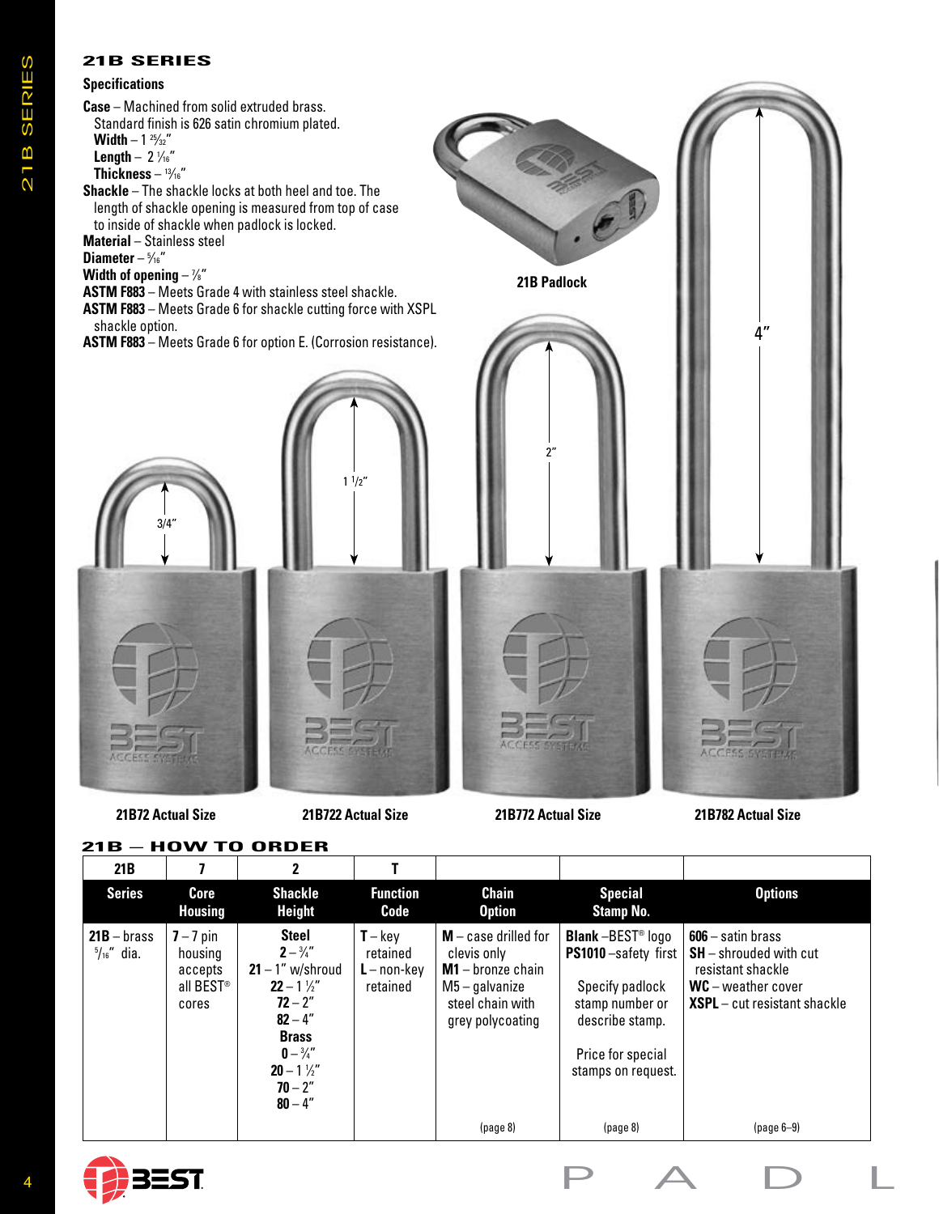# 21B SERIES

## Specifications

**Case** – Machined from solid extruded brass. Standard finish is 626 satin chromium plated.
**Width** – 1 25/32″
**Length** – 2 1/16″
**Thickness** – 13/16″

**Shackle** – The shackle locks at both heel and toe. The length of shackle opening is measured from top of case to inside of shackle when padlock is locked.
**Material** – Stainless steel
**Diameter** – 5/16″
**Width of opening** – 7/8″

**ASTM F883** – Meets Grade 4 with stainless steel shackle.
**ASTM F883** – Meets Grade 6 for shackle cutting force with XSPL shackle option.
**ASTM F883** – Meets Grade 6 for option E. (Corrosion resistance).

21B Padlock

3/4″ 1 1/2″ 2″ 4″

21B72 Actual Size | 21B722 Actual Size | 21B772 Actual Size | 21B782 Actual Size

## 21B — HOW TO ORDER

| 21B | 7 | 2 | T | | | |
|---|---|---|---|---|---|---|
| **Series** | **Core Housing** | **Shackle Height** | **Function Code** | **Chain Option** | **Special Stamp No.** | **Options** |
| **21B** – brass 5/16″ dia. | **7** – 7 pin housing accepts all BEST® cores | **Steel** **2** – 3/4″ **21** – 1″ w/shroud **22** – 1 1/2″ **72** – 2″ **82** – 4″ **Brass** **0** – 3/4″ **20** – 1 1/2″ **70** – 2″ **80** – 4″ | **T** – key retained **L** – non-key retained | **M** – case drilled for clevis only **M1** – bronze chain M5 – galvanize steel chain with grey polycoating (page 8) | **Blank** –BEST® logo **PS1010** –safety first Specify padlock stamp number or describe stamp. Price for special stamps on request. (page 8) | **606** – satin brass **SH** – shrouded with cut resistant shackle **WC** – weather cover **XSPL** – cut resistant shackle (page 6–9) |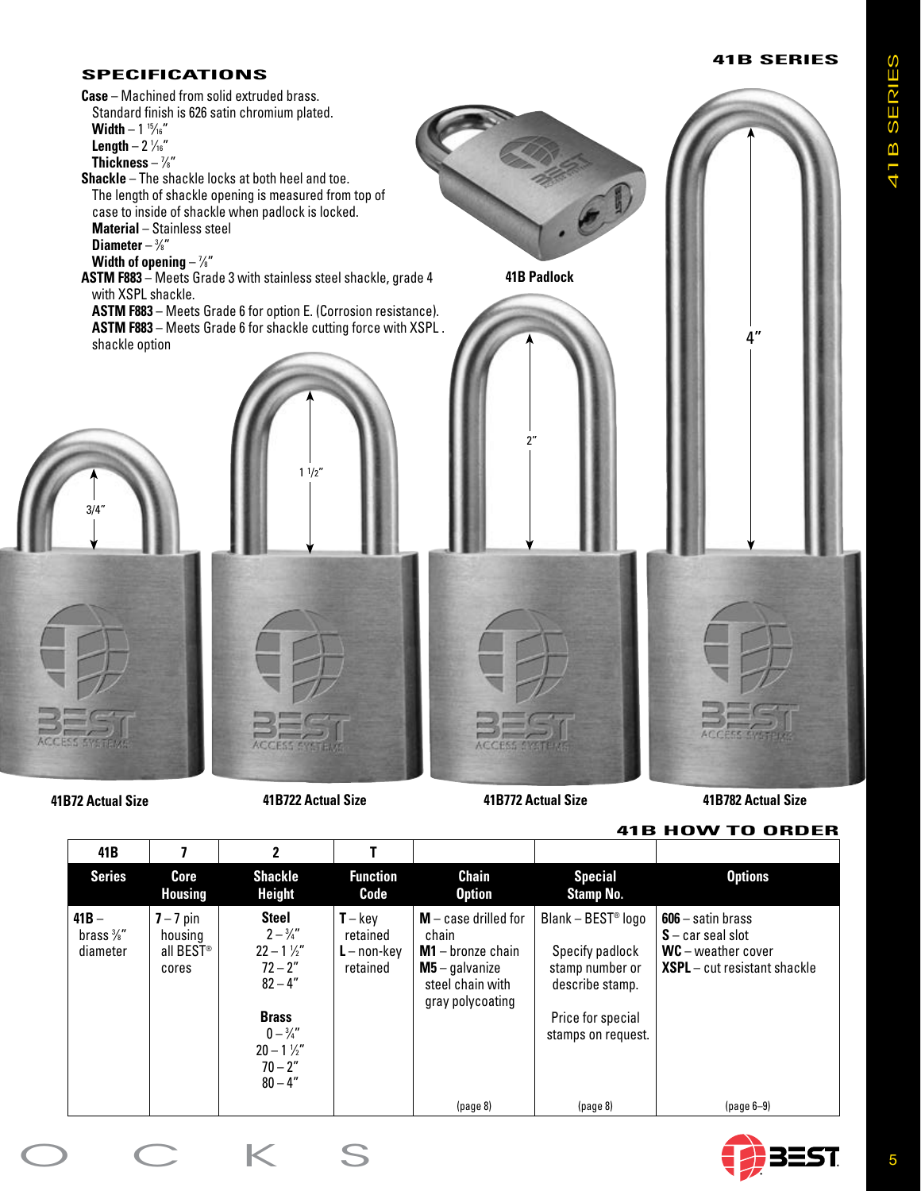## 41B SERIES

### SPECIFICATIONS

**Case** – Machined from solid extruded brass.
Standard finish is 626 satin chromium plated.
**Width** – 1 15/16″
**Length** – 2 1/16″
**Thickness** – 7/8″

**Shackle** – The shackle locks at both heel and toe.
The length of shackle opening is measured from top of case to inside of shackle when padlock is locked.
**Material** – Stainless steel
**Diameter** – 3/8″
**Width of opening** – 7/8″

**ASTM F883** – Meets Grade 3 with stainless steel shackle, grade 4 with XSPL shackle.
**ASTM F883** – Meets Grade 6 for option E. (Corrosion resistance).
**ASTM F883** – Meets Grade 6 for shackle cutting force with XSPL . shackle option

41B Padlock

3/4″ — 41B72 Actual Size

1 1/2″ — 41B722 Actual Size

2″ — 41B772 Actual Size

4″ — 41B782 Actual Size

### 41B HOW TO ORDER

| 41B | 7 | 2 | T | | | |
|---|---|---|---|---|---|---|
| **Series** | **Core Housing** | **Shackle Height** | **Function Code** | **Chain Option** | **Special Stamp No.** | **Options** |
| **41B** – brass 3/8″ diameter | **7** – 7 pin housing all BEST® cores | **Steel**<br>2 – 3/4″<br>22 – 1 1/2″<br>72 – 2″<br>82 – 4″<br><br>**Brass**<br>0 – 3/4″<br>20 – 1 1/2″<br>70 – 2″<br>80 – 4″ | **T** – key retained<br>**L** – non-key retained | **M** – case drilled for chain<br>**M1** – bronze chain<br>**M5** – galvanize steel chain with gray polycoating<br><br>(page 8) | Blank – BEST® logo<br><br>Specify padlock stamp number or describe stamp.<br><br>Price for special stamps on request.<br><br>(page 8) | **606** – satin brass<br>**S** – car seal slot<br>**WC** – weather cover<br>**XSPL** – cut resistant shackle<br><br>(page 6–9) |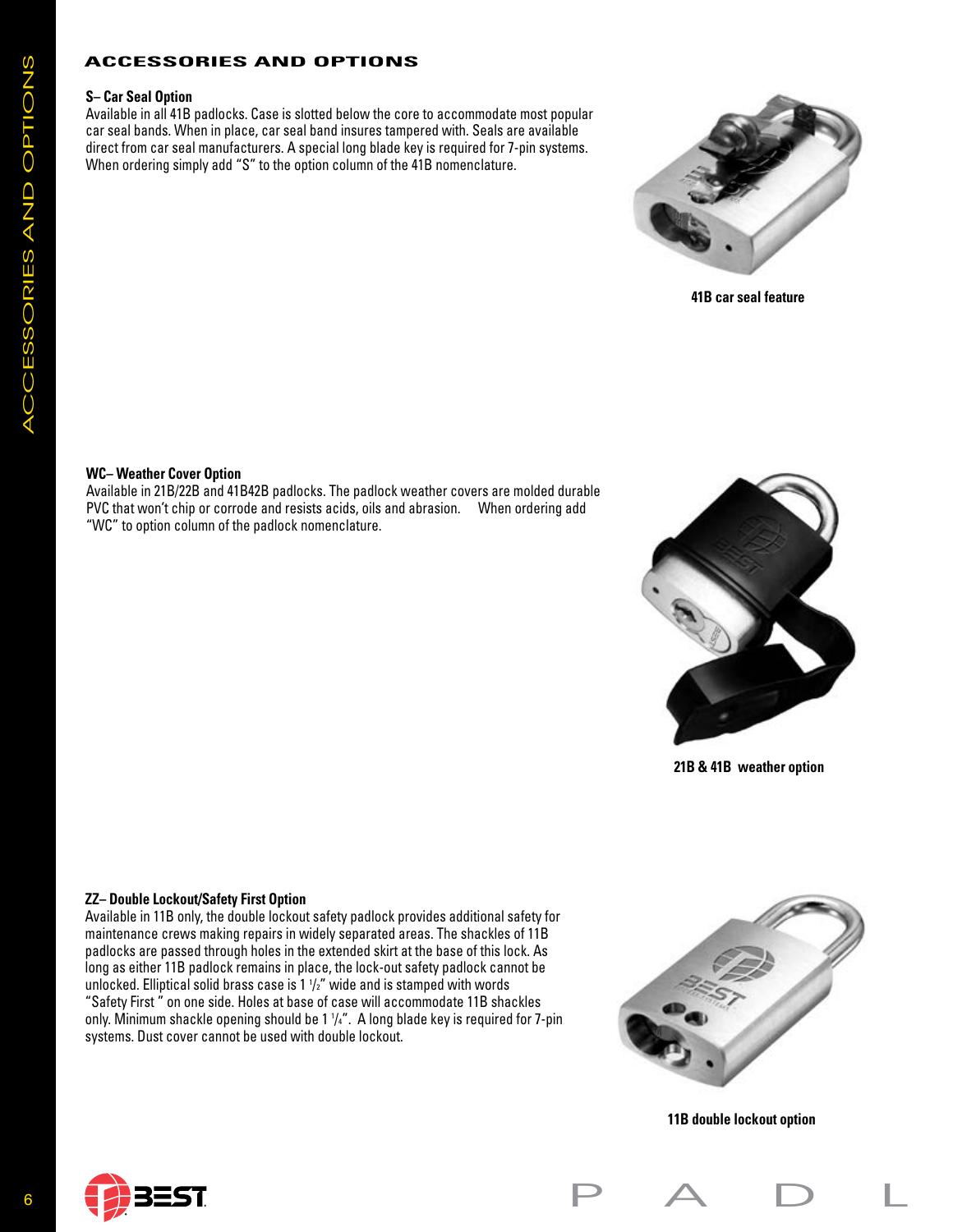## ACCESSORIES AND OPTIONS

### S– Car Seal Option

Available in all 41B padlocks. Case is slotted below the core to accommodate most popular car seal bands. When in place, car seal band insures tampered with. Seals are available direct from car seal manufacturers. A special long blade key is required for 7-pin systems. When ordering simply add "S" to the option column of the 41B nomenclature.

**41B car seal feature**

### WC– Weather Cover Option

Available in 21B/22B and 41B42B padlocks. The padlock weather covers are molded durable PVC that won't chip or corrode and resists acids, oils and abrasion. When ordering add "WC" to option column of the padlock nomenclature.

**21B & 41B weather option**

### ZZ– Double Lockout/Safety First Option

Available in 11B only, the double lockout safety padlock provides additional safety for maintenance crews making repairs in widely separated areas. The shackles of 11B padlocks are passed through holes in the extended skirt at the base of this lock. As long as either 11B padlock remains in place, the lock-out safety padlock cannot be unlocked. Elliptical solid brass case is 1 1/2" wide and is stamped with words "Safety First" on one side. Holes at base of case will accommodate 11B shackles only. Minimum shackle opening should be 1 1/4". A long blade key is required for 7-pin systems. Dust cover cannot be used with double lockout.

**11B double lockout option**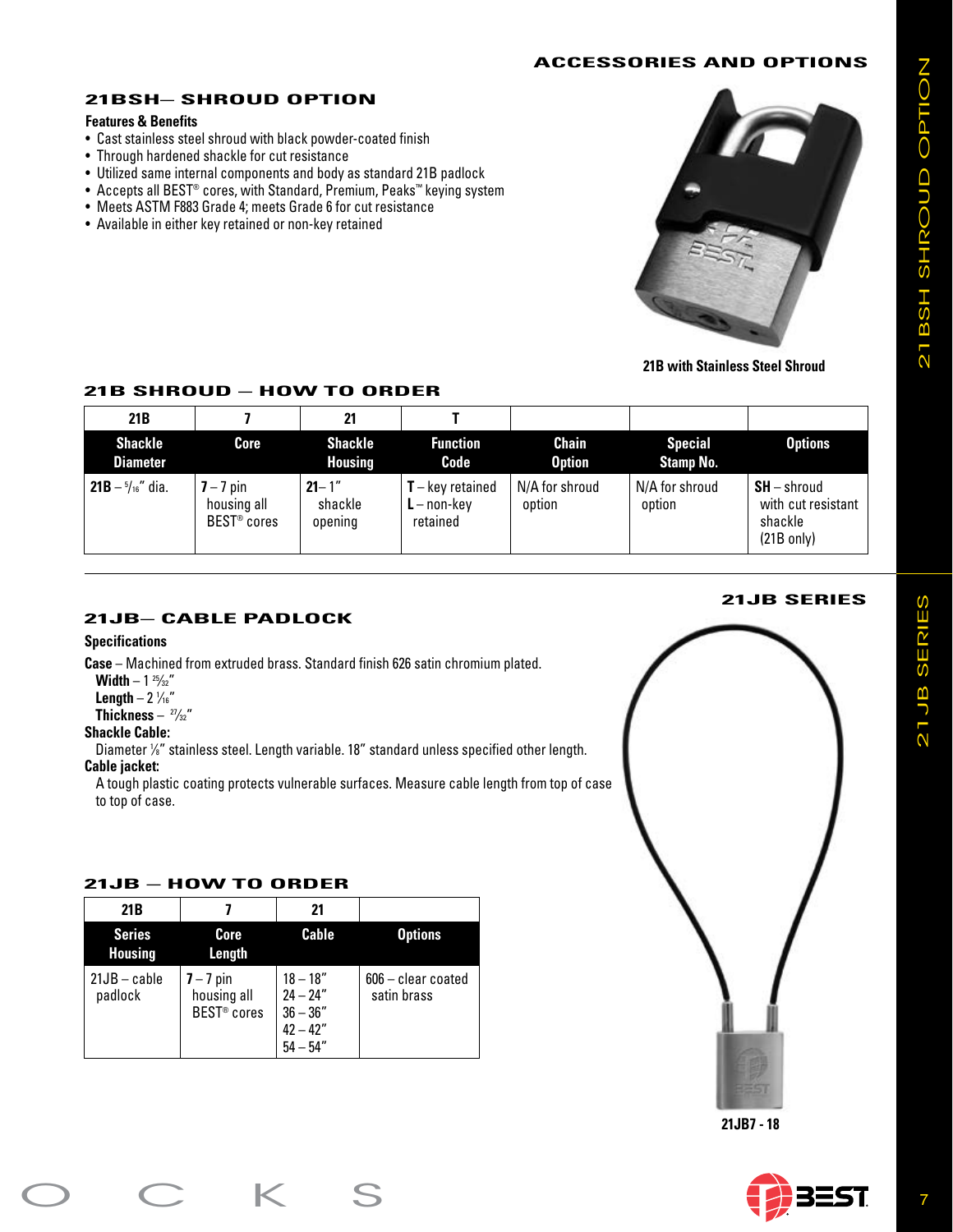## ACCESSORIES AND OPTIONS

### 21BSH— SHROUD OPTION

**Features & Benefits**

- Cast stainless steel shroud with black powder-coated finish
- Through hardened shackle for cut resistance
- Utilized same internal components and body as standard 21B padlock
- Accepts all BEST® cores, with Standard, Premium, Peaks™ keying system
- Meets ASTM F883 Grade 4; meets Grade 6 for cut resistance
- Available in either key retained or non-key retained

21B with Stainless Steel Shroud

### 21B SHROUD — HOW TO ORDER

| 21B | 7 | 21 | T | | | |
|---|---|---|---|---|---|---|
| **Shackle Diameter** | **Core** | **Shackle Housing** | **Function Code** | **Chain Option** | **Special Stamp No.** | **Options** |
| **21B** – 5/16" dia. | **7** – 7 pin housing all BEST® cores | **21**– 1" shackle opening | **T** – key retained<br>**L** – non-key retained | N/A for shroud option | N/A for shroud option | **SH** – shroud with cut resistant shackle (21B only) |

## 21JB SERIES

### 21JB— CABLE PADLOCK

**Specifications**

**Case** – Machined from extruded brass. Standard finish 626 satin chromium plated.
**Width** – 1 25/32"
**Length** – 2 1/16"
**Thickness** – 27/32"

**Shackle Cable:**
Diameter 1/8" stainless steel. Length variable. 18" standard unless specified other length.

**Cable jacket:**
A tough plastic coating protects vulnerable surfaces. Measure cable length from top of case to top of case.

### 21JB — HOW TO ORDER

| 21B | 7 | 21 | |
|---|---|---|---|
| **Series Housing** | **Core Length** | **Cable** | **Options** |
| 21JB – cable padlock | **7** – 7 pin housing all BEST® cores | 18 – 18"<br>24 – 24"<br>36 – 36"<br>42 – 42"<br>54 – 54" | 606 – clear coated satin brass |

21JB7 - 18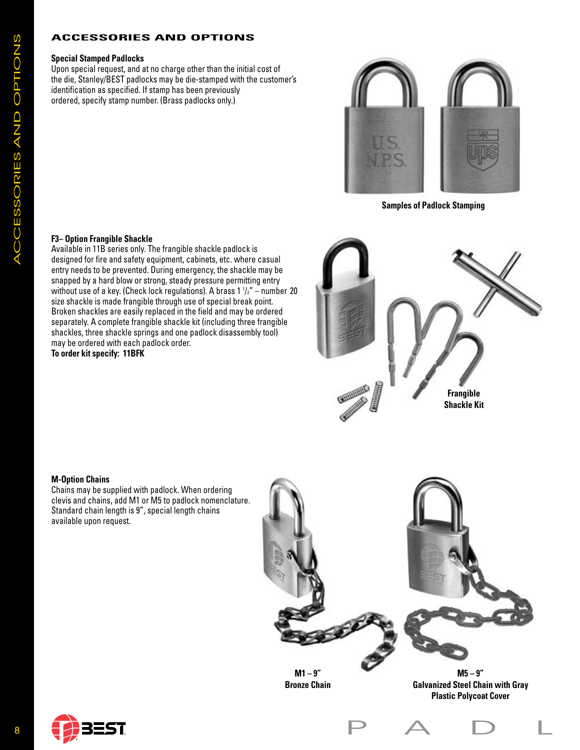## ACCESSORIES AND OPTIONS

### Special Stamped Padlocks

Upon special request, and at no charge other than the initial cost of the die, Stanley/BEST padlocks may be die-stamped with the customer's identification as specified. If stamp has been previously ordered, specify stamp number. (Brass padlocks only.)

**Samples of Padlock Stamping**

### F3– Option Frangible Shackle

Available in 11B series only. The frangible shackle padlock is designed for fire and safety equipment, cabinets, etc. where casual entry needs to be prevented. During emergency, the shackle may be snapped by a hard blow or strong, steady pressure permitting entry without use of a key. (Check lock regulations). A brass 1 1/2" – number 20 size shackle is made frangible through use of special break point. Broken shackles are easily replaced in the field and may be ordered separately. A complete frangible shackle kit (including three frangible shackles, three shackle springs and one padlock disassembly tool) may be ordered with each padlock order.

**To order kit specify: 11BFK**

**Frangible Shackle Kit**

### M-Option Chains

Chains may be supplied with padlock. When ordering clevis and chains, add M1 or M5 to padlock nomenclature. Standard chain length is 9", special length chains available upon request.

**M1 – 9"**
**Bronze Chain**

**M5 – 9"**
**Galvanized Steel Chain with Gray Plastic Polycoat Cover**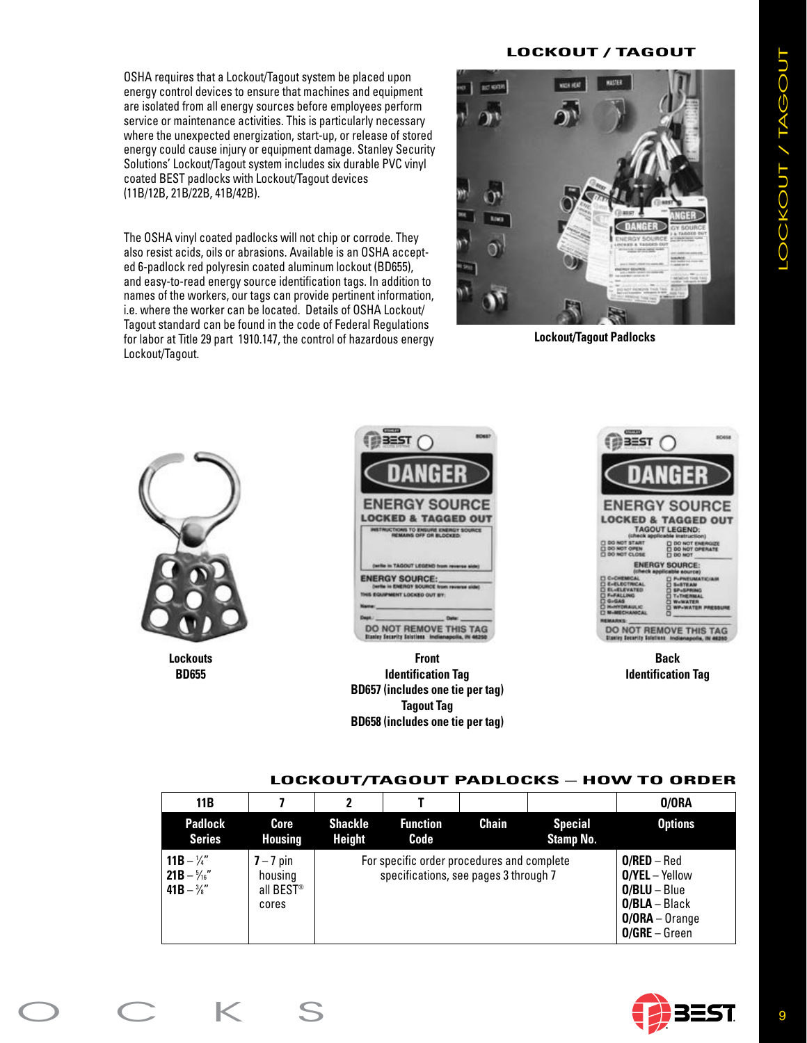## LOCKOUT / TAGOUT

OSHA requires that a Lockout/Tagout system be placed upon energy control devices to ensure that machines and equipment are isolated from all energy sources before employees perform service or maintenance activities. This is particularly necessary where the unexpected energization, start-up, or release of stored energy could cause injury or equipment damage. Stanley Security Solutions' Lockout/Tagout system includes six durable PVC vinyl coated BEST padlocks with Lockout/Tagout devices (11B/12B, 21B/22B, 41B/42B).

The OSHA vinyl coated padlocks will not chip or corrode. They also resist acids, oils or abrasions. Available is an OSHA accepted 6-padlock red polyresin coated aluminum lockout (BD655), and easy-to-read energy source identification tags. In addition to names of the workers, our tags can provide pertinent information, i.e. where the worker can be located. Details of OSHA Lockout/Tagout standard can be found in the code of Federal Regulations for labor at Title 29 part 1910.147, the control of hazardous energy Lockout/Tagout.

**Lockout/Tagout Padlocks**

**Lockouts**
**BD655**

**Front**
**Identification Tag**
**BD657 (includes one tie per tag)**
**Tagout Tag**
**BD658 (includes one tie per tag)**

**Back**
**Identification Tag**

### LOCKOUT/TAGOUT PADLOCKS — HOW TO ORDER

| 11B | 7 | 2 | T | | | 0/ORA |
|---|---|---|---|---|---|---|
| **Padlock Series** | **Core Housing** | **Shackle Height** | **Function Code** | **Chain** | **Special Stamp No.** | **Options** |
| **11B** – ¼″<br>**21B** – 5/16″<br>**41B** – ⅜″ | **7** – 7 pin housing all BEST® cores | For specific order procedures and complete specifications, see pages 3 through 7 | | | | **0/RED** – Red<br>**0/YEL** – Yellow<br>**0/BLU** – Blue<br>**0/BLA** – Black<br>**0/ORA** – Orange<br>**0/GRE** – Green |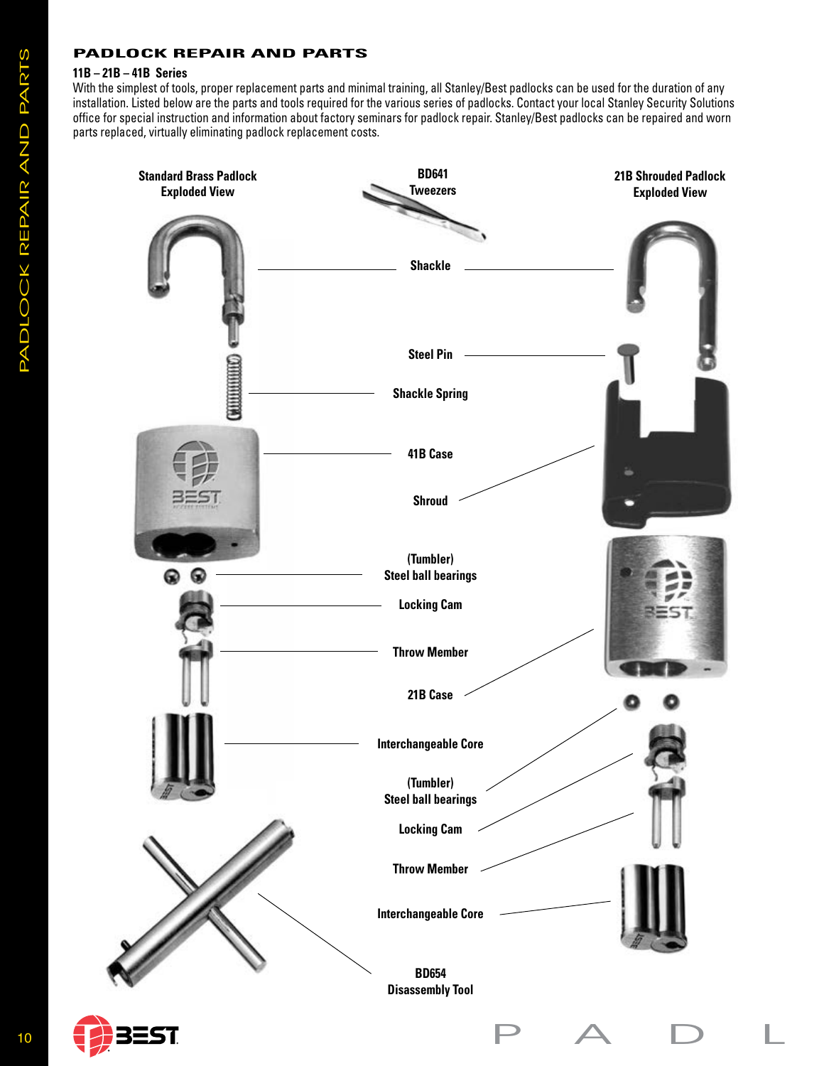## PADLOCK REPAIR AND PARTS

### 11B – 21B – 41B Series

With the simplest of tools, proper replacement parts and minimal training, all Stanley/Best padlocks can be used for the duration of any installation. Listed below are the parts and tools required for the various series of padlocks. Contact your local Stanley Security Solutions office for special instruction and information about factory seminars for padlock repair. Stanley/Best padlocks can be repaired and worn parts replaced, virtually eliminating padlock replacement costs.

**Standard Brass Padlock Exploded View**

**BD641 Tweezers**

**21B Shrouded Padlock Exploded View**

Shackle

Steel Pin

Shackle Spring

41B Case

Shroud

(Tumbler) Steel ball bearings

Locking Cam

Throw Member

21B Case

Interchangeable Core

(Tumbler) Steel ball bearings

Locking Cam

Throw Member

Interchangeable Core

**BD654 Disassembly Tool**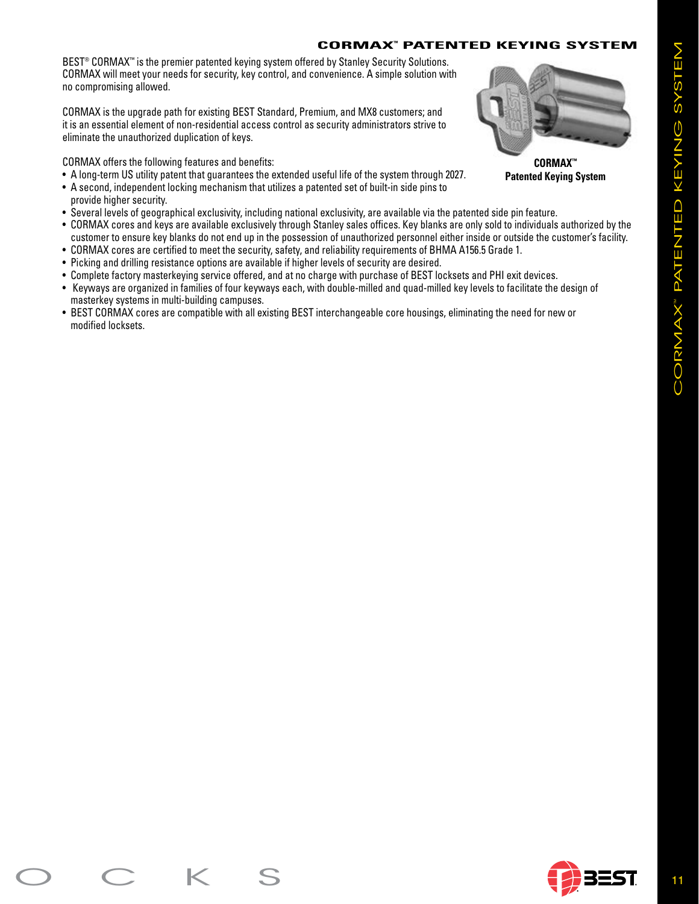# CORMAX™ PATENTED KEYING SYSTEM

BEST® CORMAX™ is the premier patented keying system offered by Stanley Security Solutions. CORMAX will meet your needs for security, key control, and convenience. A simple solution with no compromising allowed.

CORMAX is the upgrade path for existing BEST Standard, Premium, and MX8 customers; and it is an essential element of non-residential access control as security administrators strive to eliminate the unauthorized duplication of keys.

**CORMAX™**
**Patented Keying System**

CORMAX offers the following features and benefits:

- A long-term US utility patent that guarantees the extended useful life of the system through 2027.
- A second, independent locking mechanism that utilizes a patented set of built-in side pins to provide higher security.
- Several levels of geographical exclusivity, including national exclusivity, are available via the patented side pin feature.
- CORMAX cores and keys are available exclusively through Stanley sales offices. Key blanks are only sold to individuals authorized by the customer to ensure key blanks do not end up in the possession of unauthorized personnel either inside or outside the customer's facility.
- CORMAX cores are certified to meet the security, safety, and reliability requirements of BHMA A156.5 Grade 1.
- Picking and drilling resistance options are available if higher levels of security are desired.
- Complete factory masterkeying service offered, and at no charge with purchase of BEST locksets and PHI exit devices.
- Keyways are organized in families of four keyways each, with double-milled and quad-milled key levels to facilitate the design of masterkey systems in multi-building campuses.
- BEST CORMAX cores are compatible with all existing BEST interchangeable core housings, eliminating the need for new or modified locksets.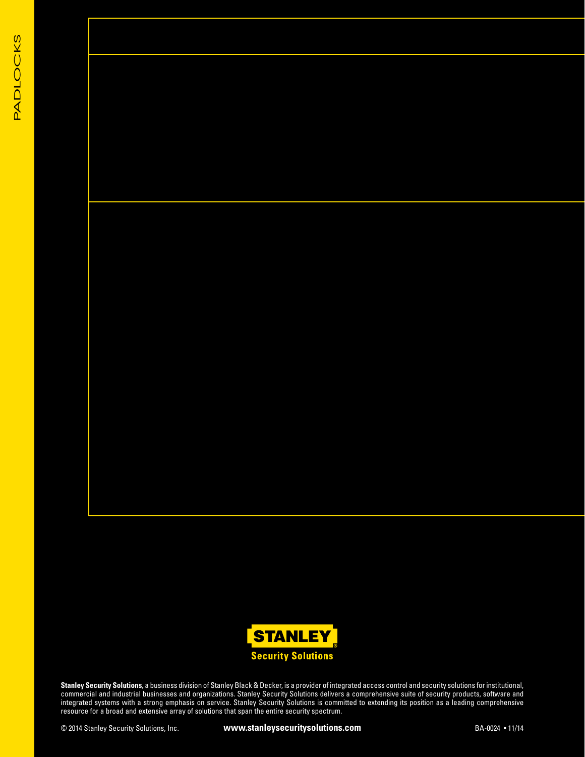PADLOCKS

STANLEY

Security Solutions

**Stanley Security Solutions,** a business division of Stanley Black & Decker, is a provider of integrated access control and security solutions for institutional, commercial and industrial businesses and organizations. Stanley Security Solutions delivers a comprehensive suite of security products, software and integrated systems with a strong emphasis on service. Stanley Security Solutions is committed to extending its position as a leading comprehensive resource for a broad and extensive array of solutions that span the entire security spectrum.

© 2014 Stanley Security Solutions, Inc. **www.stanleysecuritysolutions.com** BA-0024 • 11/14